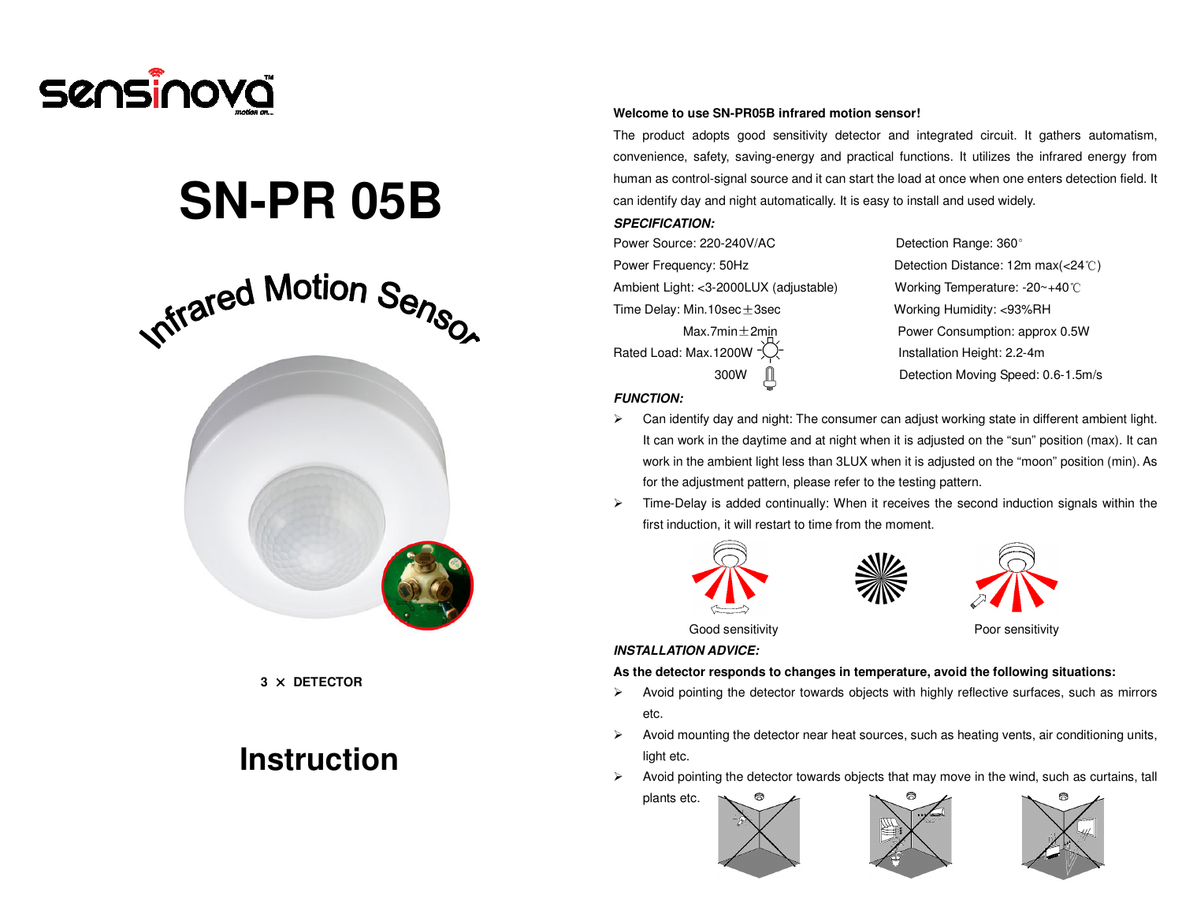sensinova

motion on...

# SN-PR 05B

## Infrared Motion Sensor

3 × DETECTOR

# Instruction

**Welcome to use SN-PR05B infrared motion sensor!**

The product adopts good sensitivity detector and integrated circuit. It gathers automatism, convenience, safety, saving-energy and practical functions. It utilizes the infrared energy from human as control-signal source and it can start the load at once when one enters detection field. It can identify day and night automatically. It is easy to install and used widely.

***SPECIFICATION:***

Power Source: 220-240V/AC

Power Frequency: 50Hz

Ambient Light: <3-2000LUX (adjustable)

Time Delay: Min.10sec±3sec

Max.7min±2min

Rated Load: Max.1200W

300W

Detection Range: 360°

Detection Distance: 12m max(<24℃)

Working Temperature: -20~+40℃

Working Humidity: <93%RH

Power Consumption: approx 0.5W

Installation Height: 2.2-4m

Detection Moving Speed: 0.6-1.5m/s

***FUNCTION:***

- Can identify day and night: The consumer can adjust working state in different ambient light. It can work in the daytime and at night when it is adjusted on the "sun" position (max). It can work in the ambient light less than 3LUX when it is adjusted on the "moon" position (min). As for the adjustment pattern, please refer to the testing pattern.
- Time-Delay is added continually: When it receives the second induction signals within the first induction, it will restart to time from the moment.

Good sensitivity

Poor sensitivity

***INSTALLATION ADVICE:***

**As the detector responds to changes in temperature, avoid the following situations:**

- Avoid pointing the detector towards objects with highly reflective surfaces, such as mirrors etc.
- Avoid mounting the detector near heat sources, such as heating vents, air conditioning units, light etc.
- Avoid pointing the detector towards objects that may move in the wind, such as curtains, tall plants etc.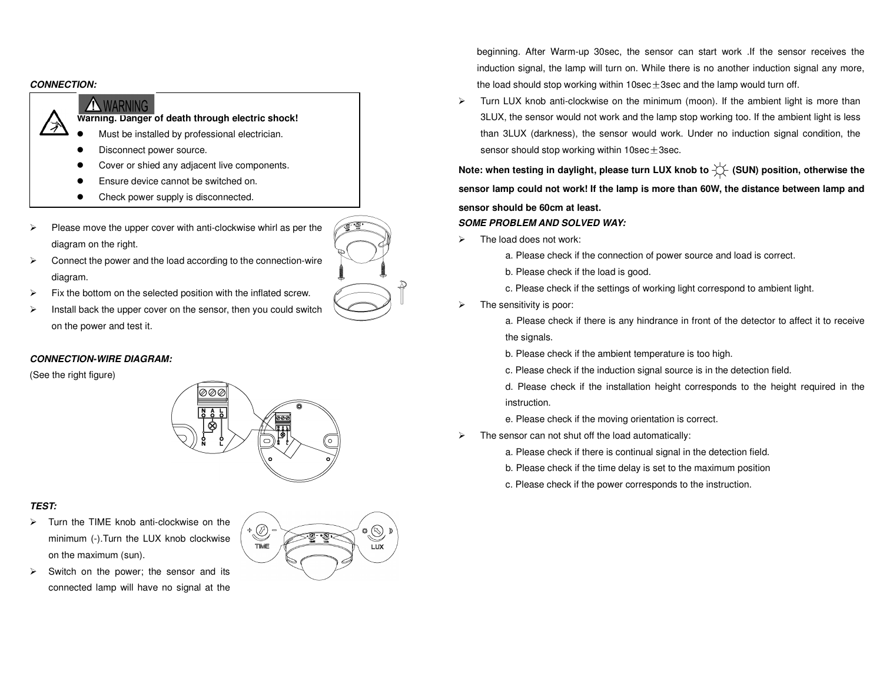***CONNECTION:***

WARNING

**Warning. Danger of death through electric shock!**

- Must be installed by professional electrician.
- Disconnect power source.
- Cover or shied any adjacent live components.
- Ensure device cannot be switched on.
- Check power supply is disconnected.

- Please move the upper cover with anti-clockwise whirl as per the diagram on the right.
- Connect the power and the load according to the connection-wire diagram.
- Fix the bottom on the selected position with the inflated screw.
- Install back the upper cover on the sensor, then you could switch on the power and test it.

***CONNECTION-WIRE DIAGRAM:***

(See the right figure)

***TEST:***

- Turn the TIME knob anti-clockwise on the minimum (-).Turn the LUX knob clockwise on the maximum (sun).
- Switch on the power; the sensor and its connected lamp will have no signal at the beginning. After Warm-up 30sec, the sensor can start work .If the sensor receives the induction signal, the lamp will turn on. While there is no another induction signal any more, the load should stop working within 10sec±3sec and the lamp would turn off.
- Turn LUX knob anti-clockwise on the minimum (moon). If the ambient light is more than 3LUX, the sensor would not work and the lamp stop working too. If the ambient light is less than 3LUX (darkness), the sensor would work. Under no induction signal condition, the sensor should stop working within 10sec±3sec.

**Note: when testing in daylight, please turn LUX knob to ☼ (SUN) position, otherwise the sensor lamp could not work! If the lamp is more than 60W, the distance between lamp and sensor should be 60cm at least.**

***SOME PROBLEM AND SOLVED WAY:***

- The load does not work:
  - a. Please check if the connection of power source and load is correct.
  - b. Please check if the load is good.
  - c. Please check if the settings of working light correspond to ambient light.
- The sensitivity is poor:
  - a. Please check if there is any hindrance in front of the detector to affect it to receive the signals.
  - b. Please check if the ambient temperature is too high.
  - c. Please check if the induction signal source is in the detection field.
  - d. Please check if the installation height corresponds to the height required in the instruction.
  - e. Please check if the moving orientation is correct.
- The sensor can not shut off the load automatically:
  - a. Please check if there is continual signal in the detection field.
  - b. Please check if the time delay is set to the maximum position
  - c. Please check if the power corresponds to the instruction.